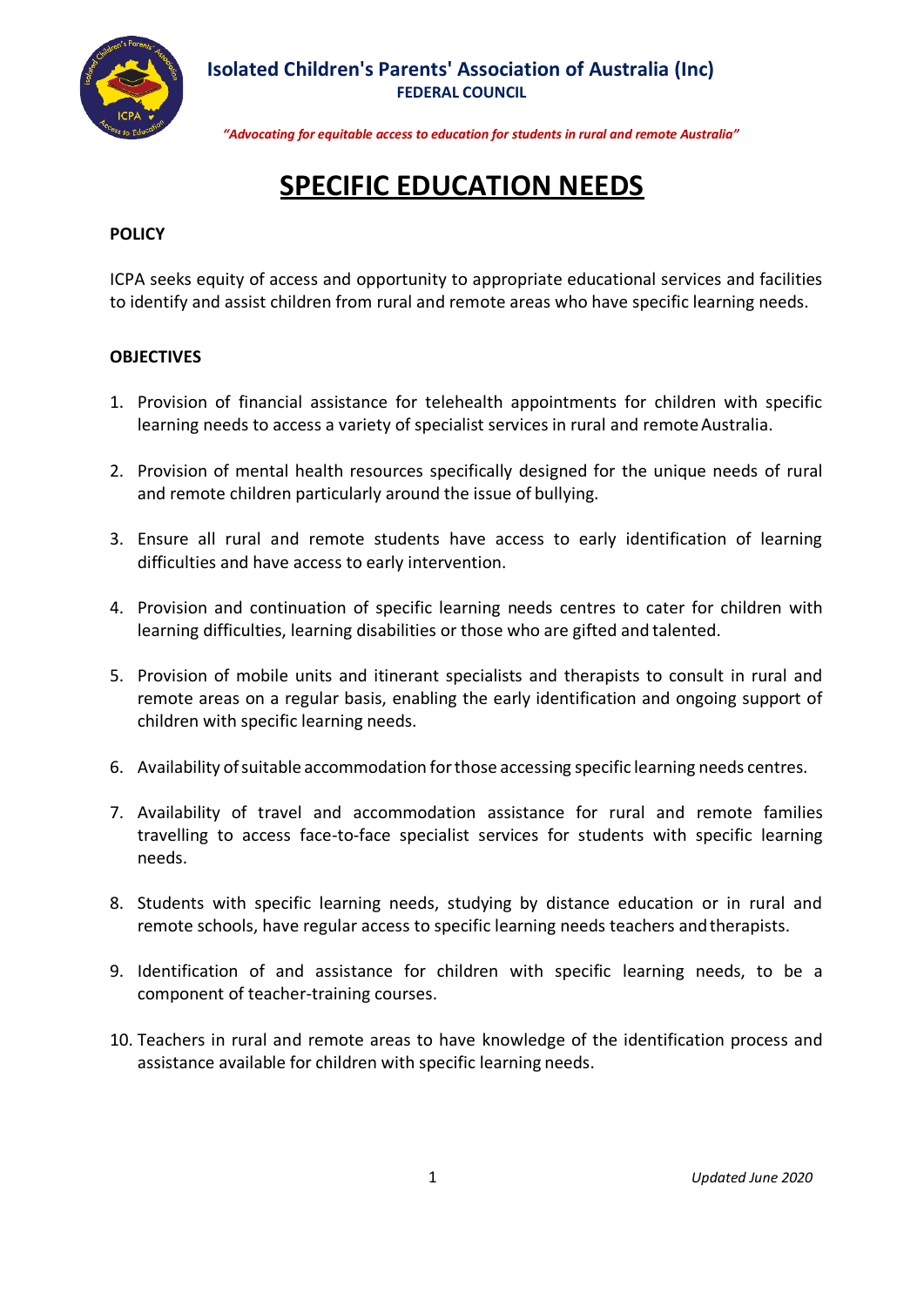**Isolated Children's Parents' Association of Australia (Inc)**
**FEDERAL COUNCIL**

*"Advocating for equitable access to education for students in rural and remote Australia"*

# SPECIFIC EDUCATION NEEDS

**POLICY**

ICPA seeks equity of access and opportunity to appropriate educational services and facilities to identify and assist children from rural and remote areas who have specific learning needs.

**OBJECTIVES**

1. Provision of financial assistance for telehealth appointments for children with specific learning needs to access a variety of specialist services in rural and remote Australia.
2. Provision of mental health resources specifically designed for the unique needs of rural and remote children particularly around the issue of bullying.
3. Ensure all rural and remote students have access to early identification of learning difficulties and have access to early intervention.
4. Provision and continuation of specific learning needs centres to cater for children with learning difficulties, learning disabilities or those who are gifted and talented.
5. Provision of mobile units and itinerant specialists and therapists to consult in rural and remote areas on a regular basis, enabling the early identification and ongoing support of children with specific learning needs.
6. Availability of suitable accommodation for those accessing specific learning needs centres.
7. Availability of travel and accommodation assistance for rural and remote families travelling to access face-to-face specialist services for students with specific learning needs.
8. Students with specific learning needs, studying by distance education or in rural and remote schools, have regular access to specific learning needs teachers and therapists.
9. Identification of and assistance for children with specific learning needs, to be a component of teacher-training courses.
10. Teachers in rural and remote areas to have knowledge of the identification process and assistance available for children with specific learning needs.

*Updated June 2020*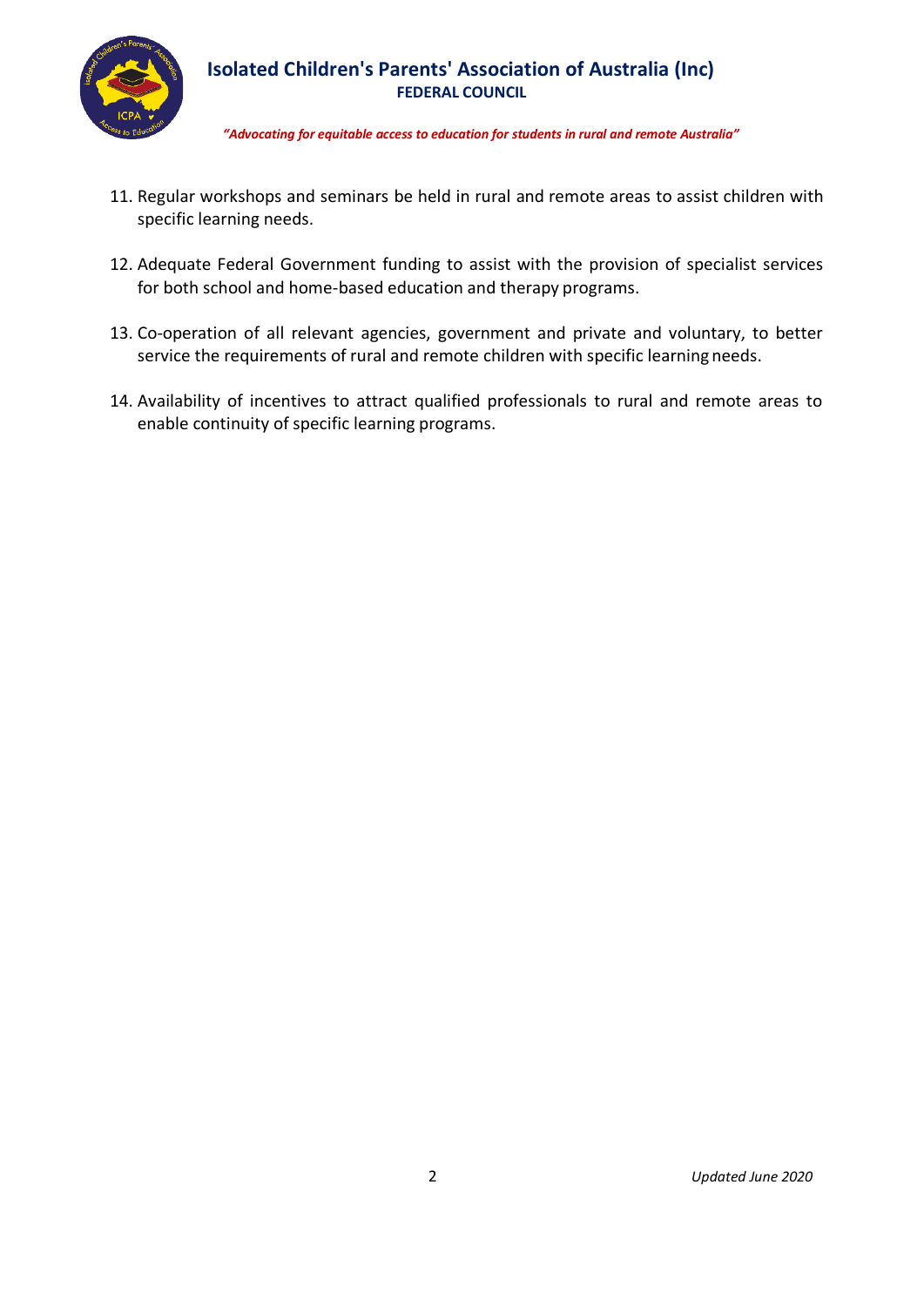11. Regular workshops and seminars be held in rural and remote areas to assist children with specific learning needs.

12. Adequate Federal Government funding to assist with the provision of specialist services for both school and home-based education and therapy programs.

13. Co-operation of all relevant agencies, government and private and voluntary, to better service the requirements of rural and remote children with specific learning needs.

14. Availability of incentives to attract qualified professionals to rural and remote areas to enable continuity of specific learning programs.

*Updated June 2020*